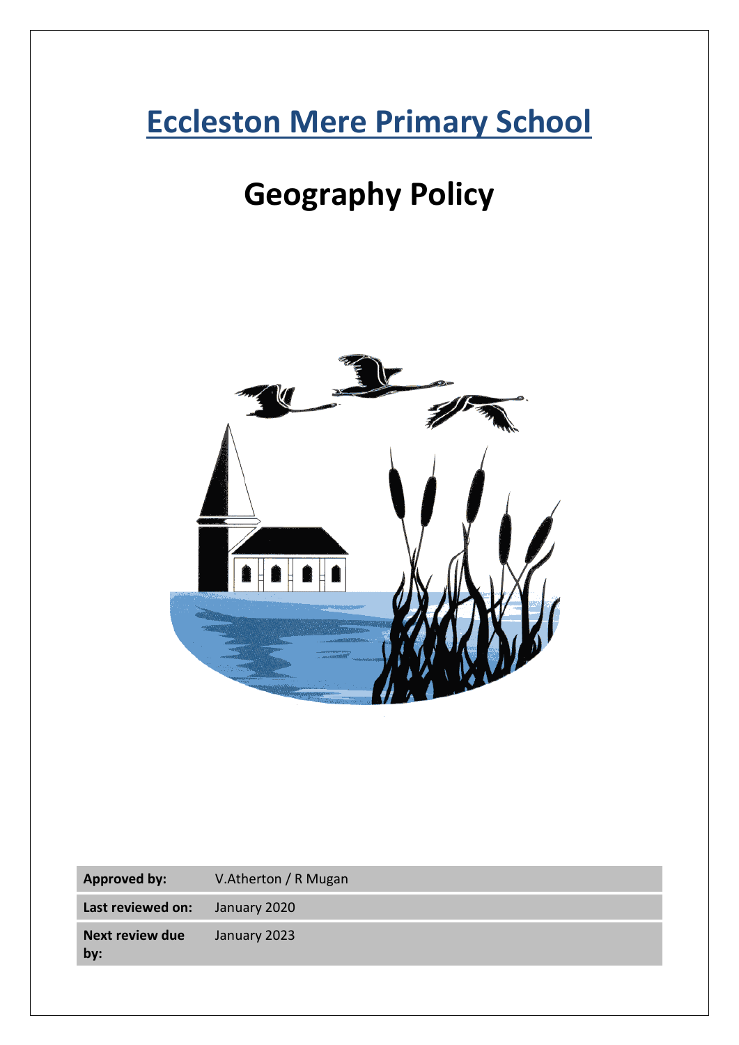# Eccleston Mere Primary School

# Geography Policy

| | |
|---|---|
| **Approved by:** | V.Atherton / R Mugan |
| **Last reviewed on:** | January 2020 |
| **Next review due by:** | January 2023 |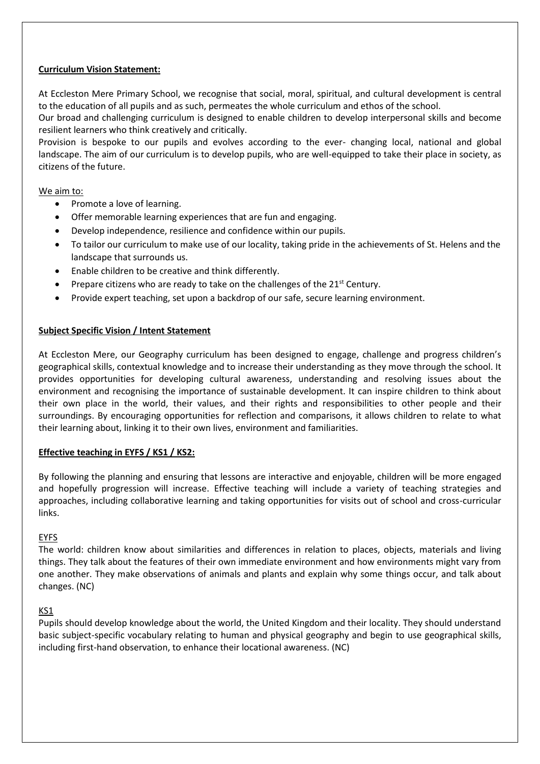**Curriculum Vision Statement:**

At Eccleston Mere Primary School, we recognise that social, moral, spiritual, and cultural development is central to the education of all pupils and as such, permeates the whole curriculum and ethos of the school.

Our broad and challenging curriculum is designed to enable children to develop interpersonal skills and become resilient learners who think creatively and critically.

Provision is bespoke to our pupils and evolves according to the ever- changing local, national and global landscape. The aim of our curriculum is to develop pupils, who are well-equipped to take their place in society, as citizens of the future.

We aim to:

- Promote a love of learning.
- Offer memorable learning experiences that are fun and engaging.
- Develop independence, resilience and confidence within our pupils.
- To tailor our curriculum to make use of our locality, taking pride in the achievements of St. Helens and the landscape that surrounds us.
- Enable children to be creative and think differently.
- Prepare citizens who are ready to take on the challenges of the 21st Century.
- Provide expert teaching, set upon a backdrop of our safe, secure learning environment.

**Subject Specific Vision / Intent Statement**

At Eccleston Mere, our Geography curriculum has been designed to engage, challenge and progress children's geographical skills, contextual knowledge and to increase their understanding as they move through the school. It provides opportunities for developing cultural awareness, understanding and resolving issues about the environment and recognising the importance of sustainable development. It can inspire children to think about their own place in the world, their values, and their rights and responsibilities to other people and their surroundings. By encouraging opportunities for reflection and comparisons, it allows children to relate to what their learning about, linking it to their own lives, environment and familiarities.

**Effective teaching in EYFS / KS1 / KS2:**

By following the planning and ensuring that lessons are interactive and enjoyable, children will be more engaged and hopefully progression will increase. Effective teaching will include a variety of teaching strategies and approaches, including collaborative learning and taking opportunities for visits out of school and cross-curricular links.

EYFS

The world: children know about similarities and differences in relation to places, objects, materials and living things. They talk about the features of their own immediate environment and how environments might vary from one another. They make observations of animals and plants and explain why some things occur, and talk about changes. (NC)

KS1

Pupils should develop knowledge about the world, the United Kingdom and their locality. They should understand basic subject-specific vocabulary relating to human and physical geography and begin to use geographical skills, including first-hand observation, to enhance their locational awareness. (NC)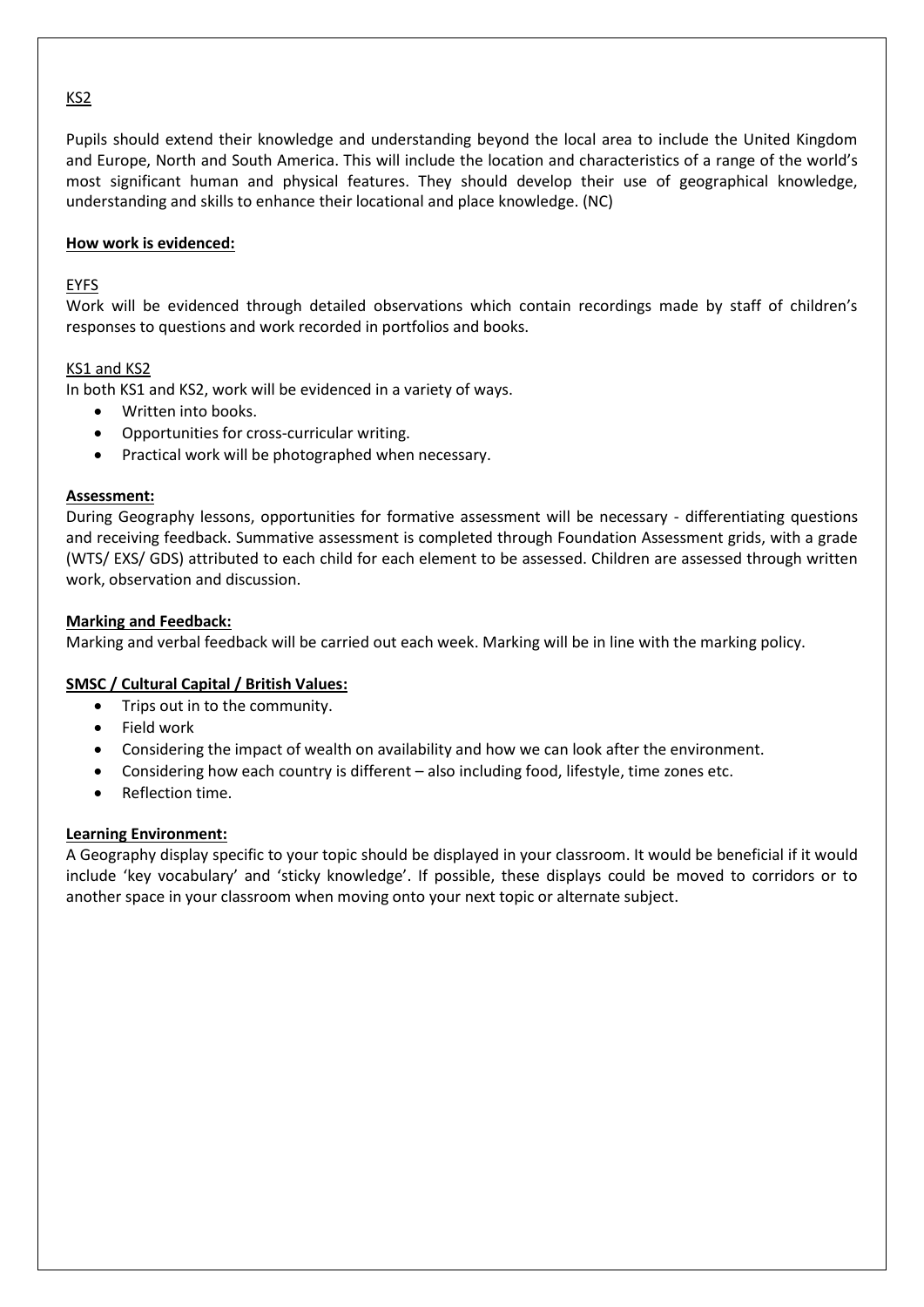KS2

Pupils should extend their knowledge and understanding beyond the local area to include the United Kingdom and Europe, North and South America. This will include the location and characteristics of a range of the world's most significant human and physical features. They should develop their use of geographical knowledge, understanding and skills to enhance their locational and place knowledge. (NC)

**How work is evidenced:**

EYFS

Work will be evidenced through detailed observations which contain recordings made by staff of children's responses to questions and work recorded in portfolios and books.

KS1 and KS2

In both KS1 and KS2, work will be evidenced in a variety of ways.

- Written into books.
- Opportunities for cross-curricular writing.
- Practical work will be photographed when necessary.

**Assessment:**

During Geography lessons, opportunities for formative assessment will be necessary - differentiating questions and receiving feedback. Summative assessment is completed through Foundation Assessment grids, with a grade (WTS/ EXS/ GDS) attributed to each child for each element to be assessed. Children are assessed through written work, observation and discussion.

**Marking and Feedback:**

Marking and verbal feedback will be carried out each week. Marking will be in line with the marking policy.

**SMSC / Cultural Capital / British Values:**

- Trips out in to the community.
- Field work
- Considering the impact of wealth on availability and how we can look after the environment.
- Considering how each country is different – also including food, lifestyle, time zones etc.
- Reflection time.

**Learning Environment:**

A Geography display specific to your topic should be displayed in your classroom. It would be beneficial if it would include 'key vocabulary' and 'sticky knowledge'. If possible, these displays could be moved to corridors or to another space in your classroom when moving onto your next topic or alternate subject.